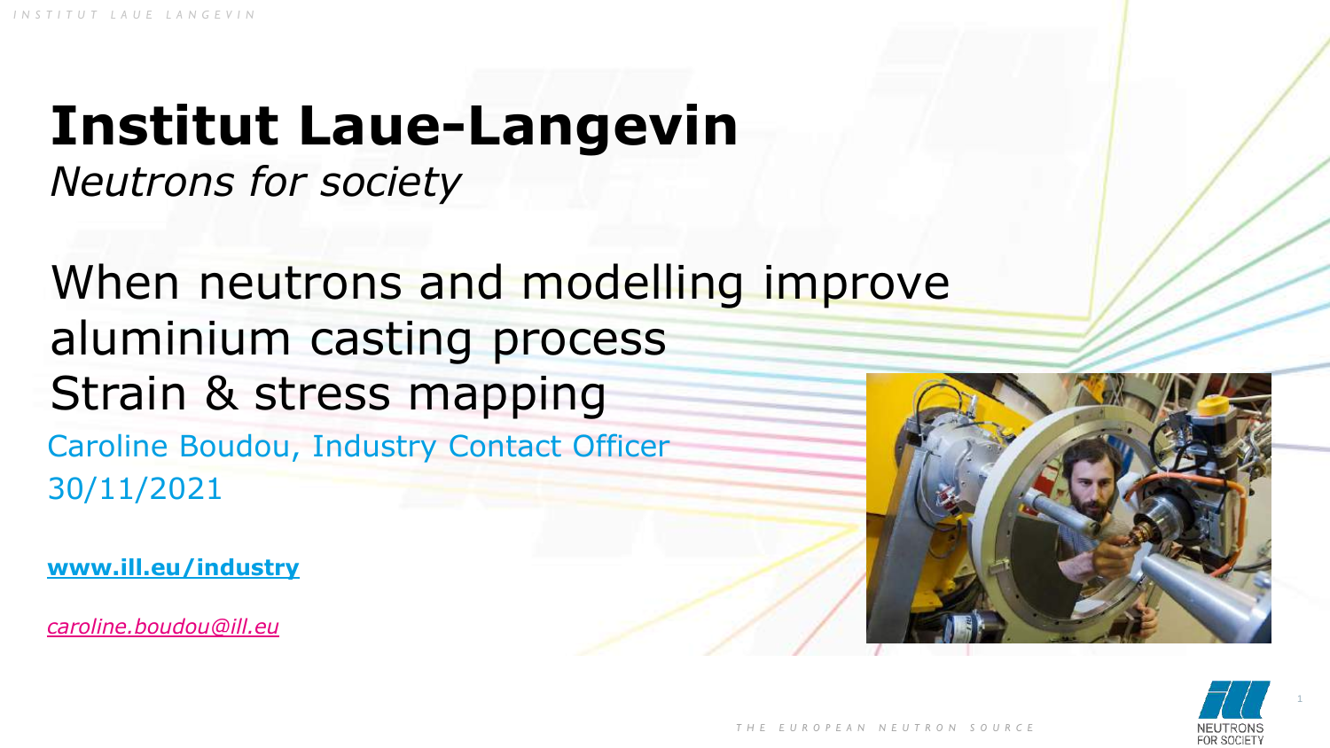# Institut Laue-Langevin

*Neutrons for society*

## When neutrons and modelling improve aluminium casting process
## Strain & stress mapping

Caroline Boudou, Industry Contact Officer
30/11/2021

**www.ill.eu/industry**

*caroline.boudou@ill.eu*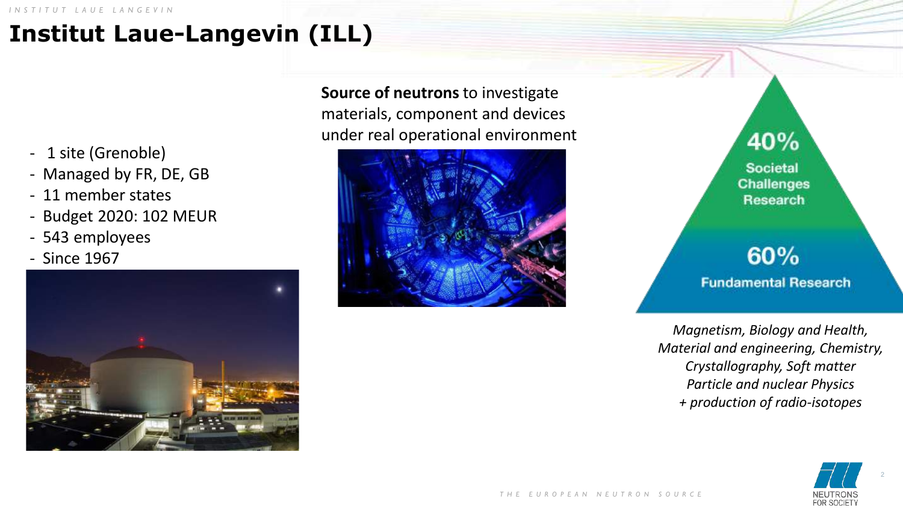# Institut Laue-Langevin (ILL)

- 1 site (Grenoble)
- Managed by FR, DE, GB
- 11 member states
- Budget 2020: 102 MEUR
- 543 employees
- Since 1967

**Source of neutrons** to investigate materials, component and devices under real operational environment

40%
Societal Challenges Research

60%
Fundamental Research

*Magnetism, Biology and Health, Material and engineering, Chemistry, Crystallography, Soft matter Particle and nuclear Physics + production of radio-isotopes*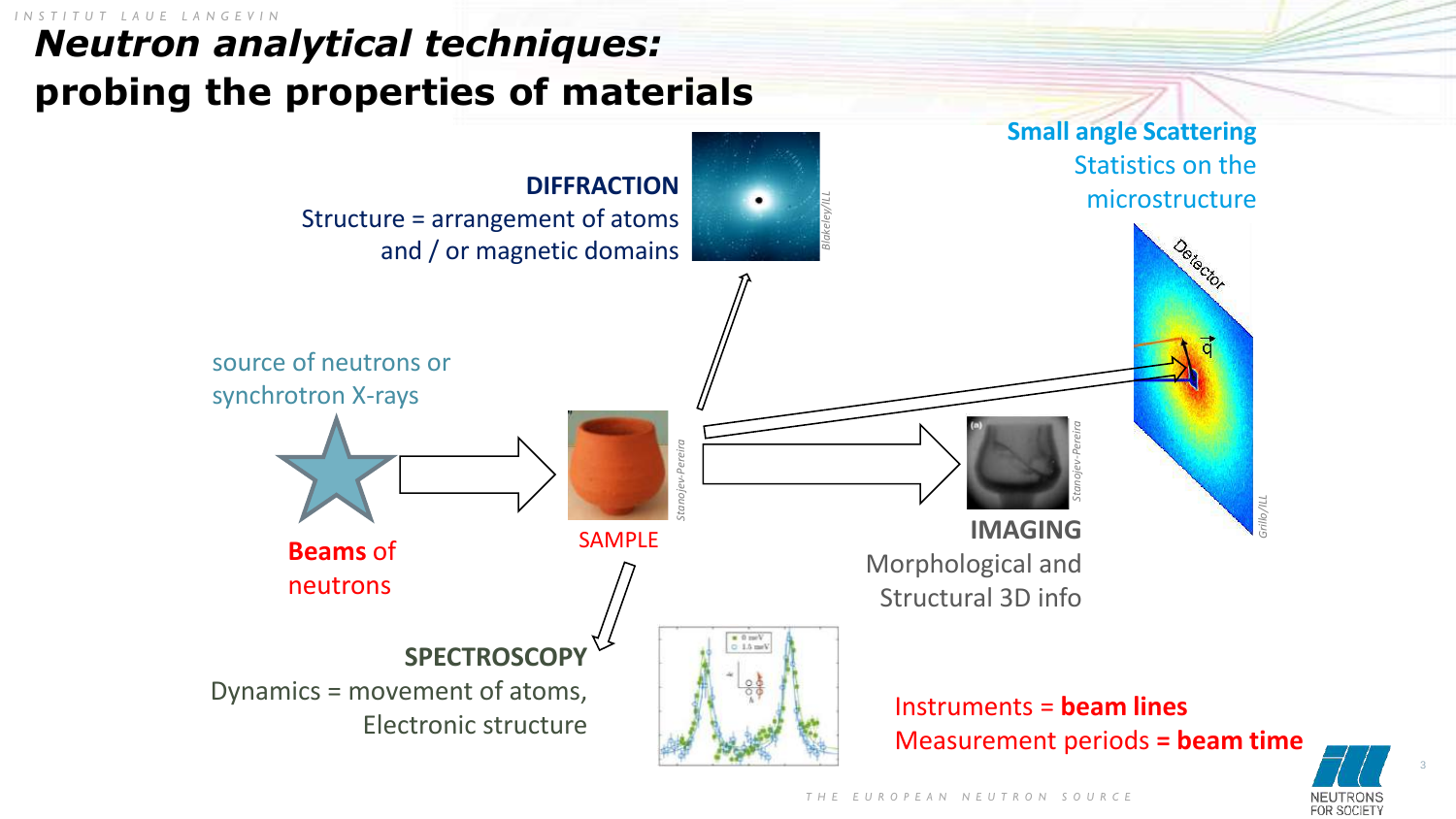# *Neutron analytical techniques:* probing the properties of materials

**DIFFRACTION**
Structure = arrangement of atoms and / or magnetic domains

*Blakeley/ILL*

**Small angle Scattering**
Statistics on the microstructure

Detector

*Grillo/ILL*

source of neutrons or synchrotron X-rays

**Beams of** neutrons

SAMPLE

*Stanojev-Pereira*

**IMAGING**
Morphological and Structural 3D info

*Stanojev-Pereira*

**SPECTROSCOPY**
Dynamics = movement of atoms, Electronic structure

Instruments = **beam lines**
Measurement periods **= beam time**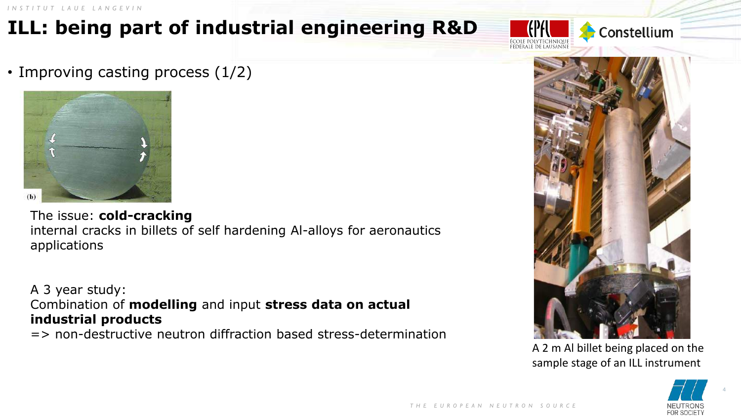# ILL: being part of industrial engineering R&D

- Improving casting process (1/2)

(b)

The issue: **cold-cracking**
internal cracks in billets of self hardening Al-alloys for aeronautics applications

A 3 year study:
Combination of **modelling** and input **stress data on actual industrial products**
=> non-destructive neutron diffraction based stress-determination

A 2 m Al billet being placed on the sample stage of an ILL instrument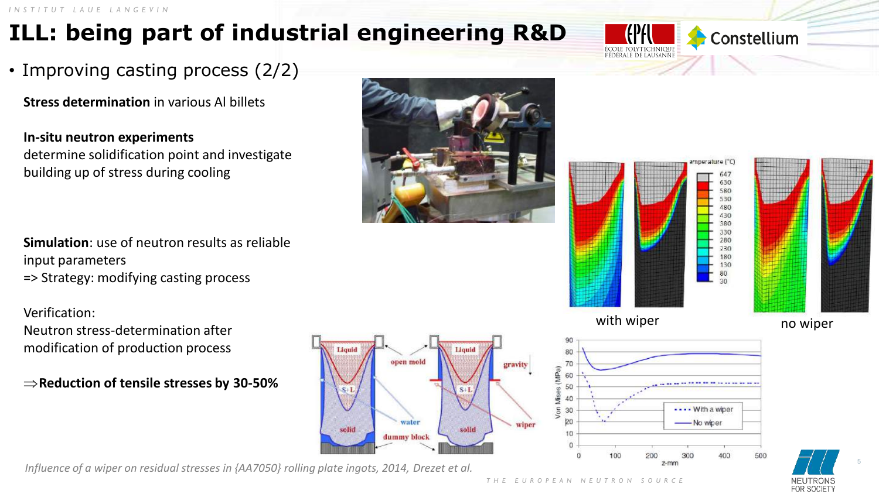# ILL: being part of industrial engineering R&D

- Improving casting process (2/2)

**Stress determination** in various Al billets

**In-situ neutron experiments**
determine solidification point and investigate building up of stress during cooling

**Simulation**: use of neutron results as reliable input parameters
=> Strategy: modifying casting process

Verification:
Neutron stress-determination after modification of production process

⇒**Reduction of tensile stresses by 30-50%**

with wiper

no wiper

*Influence of a wiper on residual stresses in {AA7050} rolling plate ingots, 2014, Drezet et al.*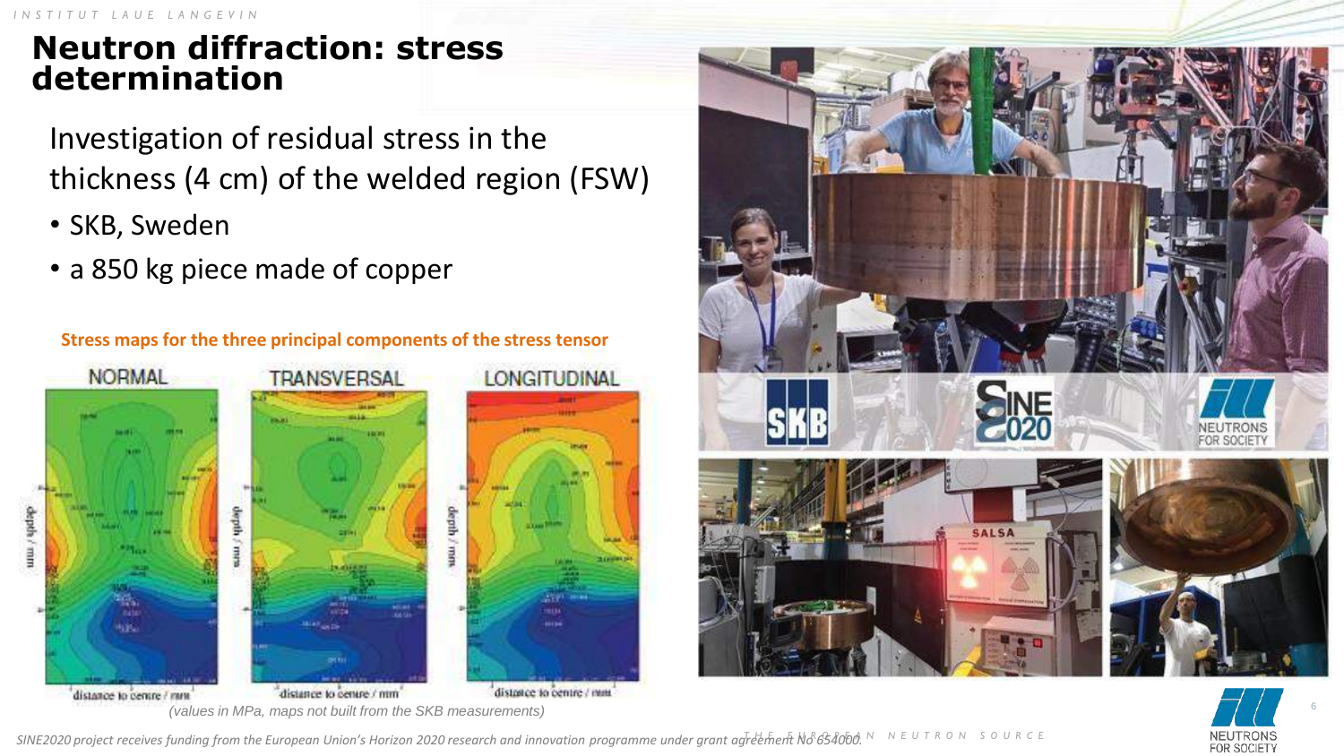# Neutron diffraction: stress determination

Investigation of residual stress in the thickness (4 cm) of the welded region (FSW)

- SKB, Sweden
- a 850 kg piece made of copper

**Stress maps for the three principal components of the stress tensor**

NORMAL | TRANSVERSAL | LONGITUDINAL

*(values in MPa, maps not built from the SKB measurements)*

*SINE2020 project receives funding from the European Union's Horizon 2020 research and innovation programme under grant agreement No 654000.*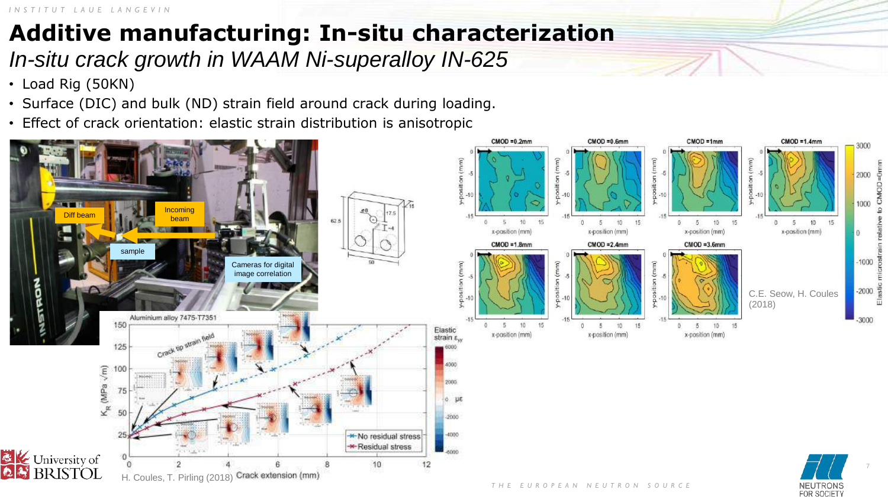# Additive manufacturing: In-situ characterization

*In-situ crack growth in WAAM Ni-superalloy IN-625*

- Load Rig (50KN)
- Surface (DIC) and bulk (ND) strain field around crack during loading.
- Effect of crack orientation: elastic strain distribution is anisotropic

Diff beam

Incoming beam

sample

Cameras for digital image correlation

C.E. Seow, H. Coules (2018)

H. Coules, T. Pirling (2018)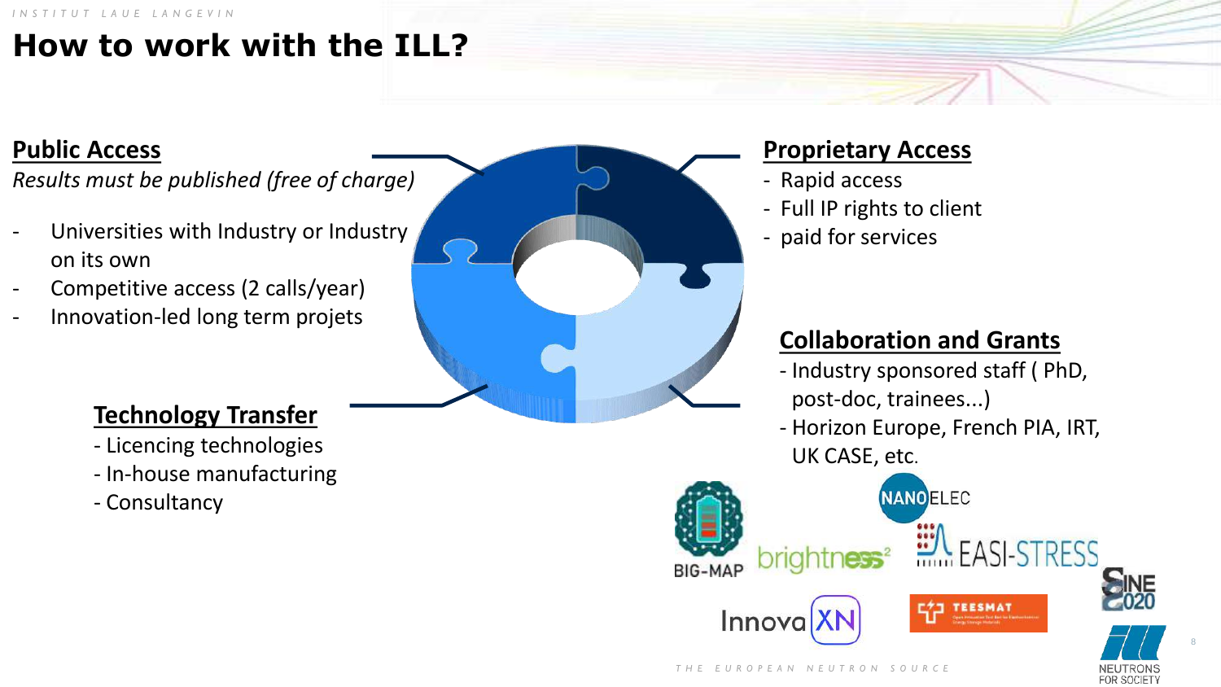# How to work with the ILL?

## Public Access

*Results must be published (free of charge)*

- Universities with Industry or Industry on its own
- Competitive access (2 calls/year)
- Innovation-led long term projets

## Proprietary Access

- Rapid access
- Full IP rights to client
- paid for services

## Technology Transfer

- Licencing technologies
- In-house manufacturing
- Consultancy

## Collaboration and Grants

- Industry sponsored staff ( PhD, post-doc, trainees...)
- Horizon Europe, French PIA, IRT, UK CASE, etc.

BIG-MAP brightness² NANOELEC EASI-STRESS SINE2020 InnovaXN TEESMAT

NEUTRONS FOR SOCIETY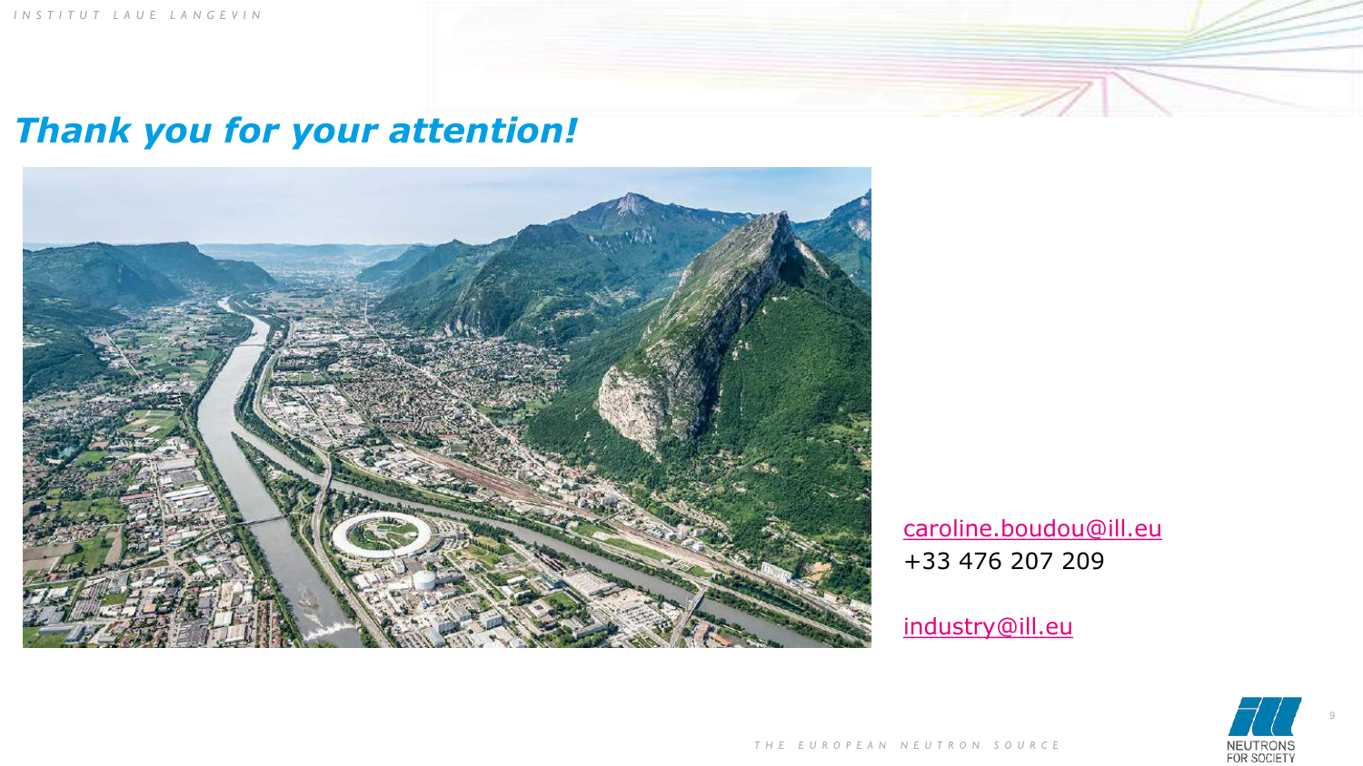# *Thank you for your attention!*

caroline.boudou@ill.eu
+33 476 207 209

industry@ill.eu